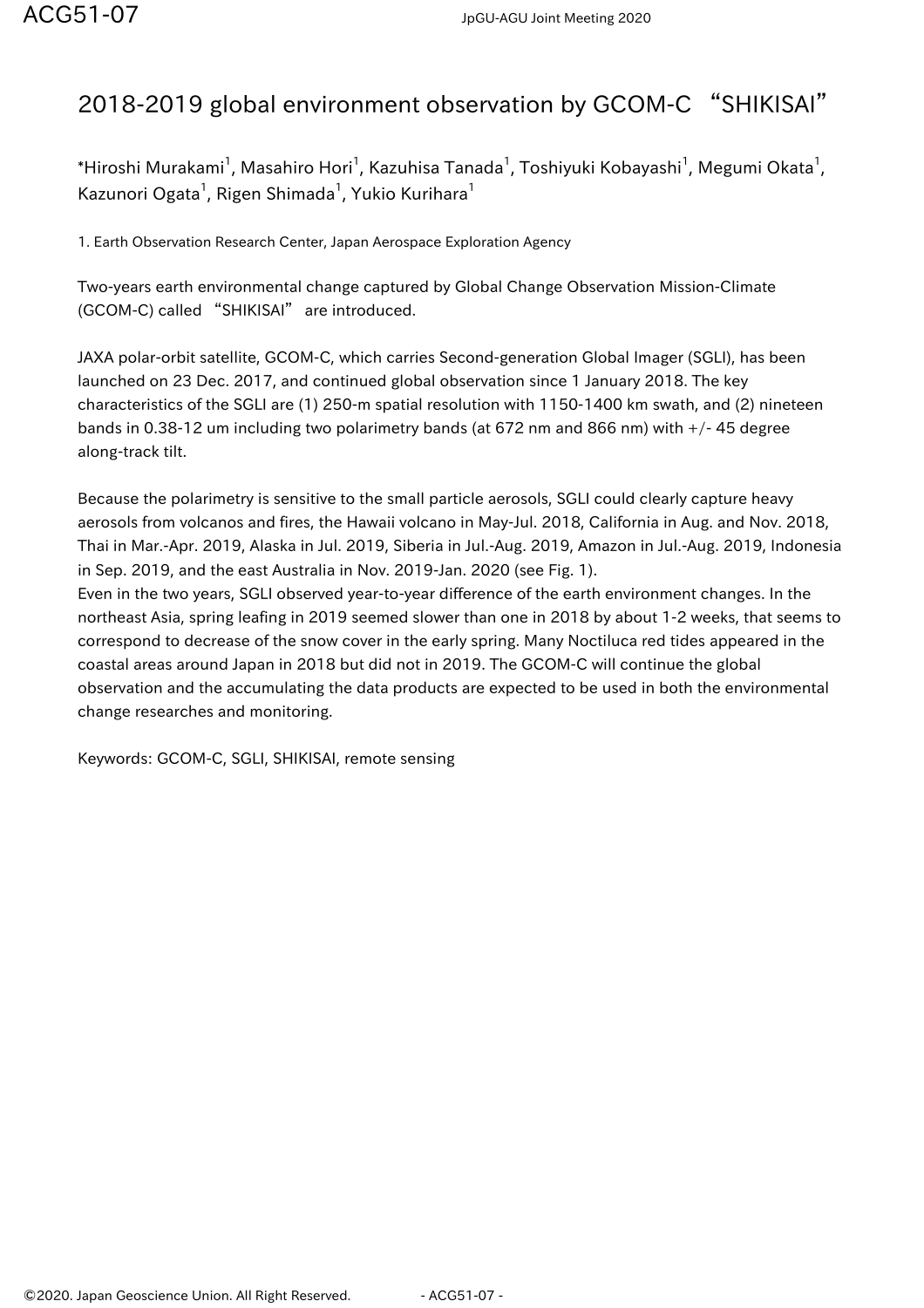# 2018-2019 global environment observation by GCOM-C “SHIKISAI”

*Hiroshi Murakami[1], Masahiro Hori[1], Kazuhisa Tanada[1], Toshiyuki Kobayashi[1], Megumi Okata[1], Kazunori Ogata[1], Rigen Shimada[1], Yukio Kurihara[1]

1. Earth Observation Research Center, Japan Aerospace Exploration Agency

Two-years earth environmental change captured by Global Change Observation Mission-Climate (GCOM-C) called “SHIKISAI” are introduced.

JAXA polar-orbit satellite, GCOM-C, which carries Second-generation Global Imager (SGLI), has been launched on 23 Dec. 2017, and continued global observation since 1 January 2018. The key characteristics of the SGLI are (1) 250-m spatial resolution with 1150-1400 km swath, and (2) nineteen bands in 0.38-12 um including two polarimetry bands (at 672 nm and 866 nm) with +/- 45 degree along-track tilt.

Because the polarimetry is sensitive to the small particle aerosols, SGLI could clearly capture heavy aerosols from volcanos and fires, the Hawaii volcano in May-Jul. 2018, California in Aug. and Nov. 2018, Thai in Mar.-Apr. 2019, Alaska in Jul. 2019, Siberia in Jul.-Aug. 2019, Amazon in Jul.-Aug. 2019, Indonesia in Sep. 2019, and the east Australia in Nov. 2019-Jan. 2020 (see Fig. 1).
Even in the two years, SGLI observed year-to-year difference of the earth environment changes. In the northeast Asia, spring leafing in 2019 seemed slower than one in 2018 by about 1-2 weeks, that seems to correspond to decrease of the snow cover in the early spring. Many Noctiluca red tides appeared in the coastal areas around Japan in 2018 but did not in 2019. The GCOM-C will continue the global observation and the accumulating the data products are expected to be used in both the environmental change researches and monitoring.

Keywords: GCOM-C, SGLI, SHIKISAI, remote sensing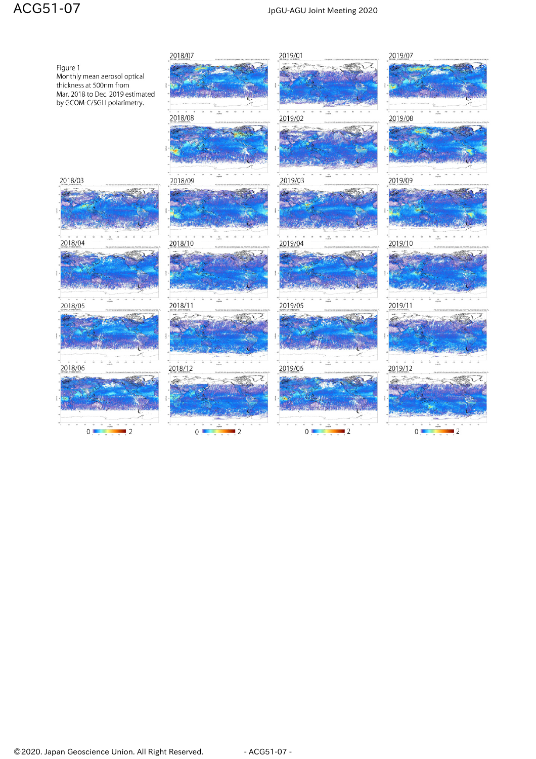Figure 1
Monthly mean aerosol optical thickness at 500nm from Mar. 2018 to Dec. 2019 estimated by GCOM-C/SGLI polarimetry.

2018/07

2019/01

2019/07

2018/08

2019/02

2019/08

2018/03

2018/09

2019/03

2019/09

2018/04

2018/10

2019/04

2019/10

2018/05

2018/11

2019/05

2019/11

2018/06

2018/12

2019/06

2019/12

0 2

0 2

0 2

0 2